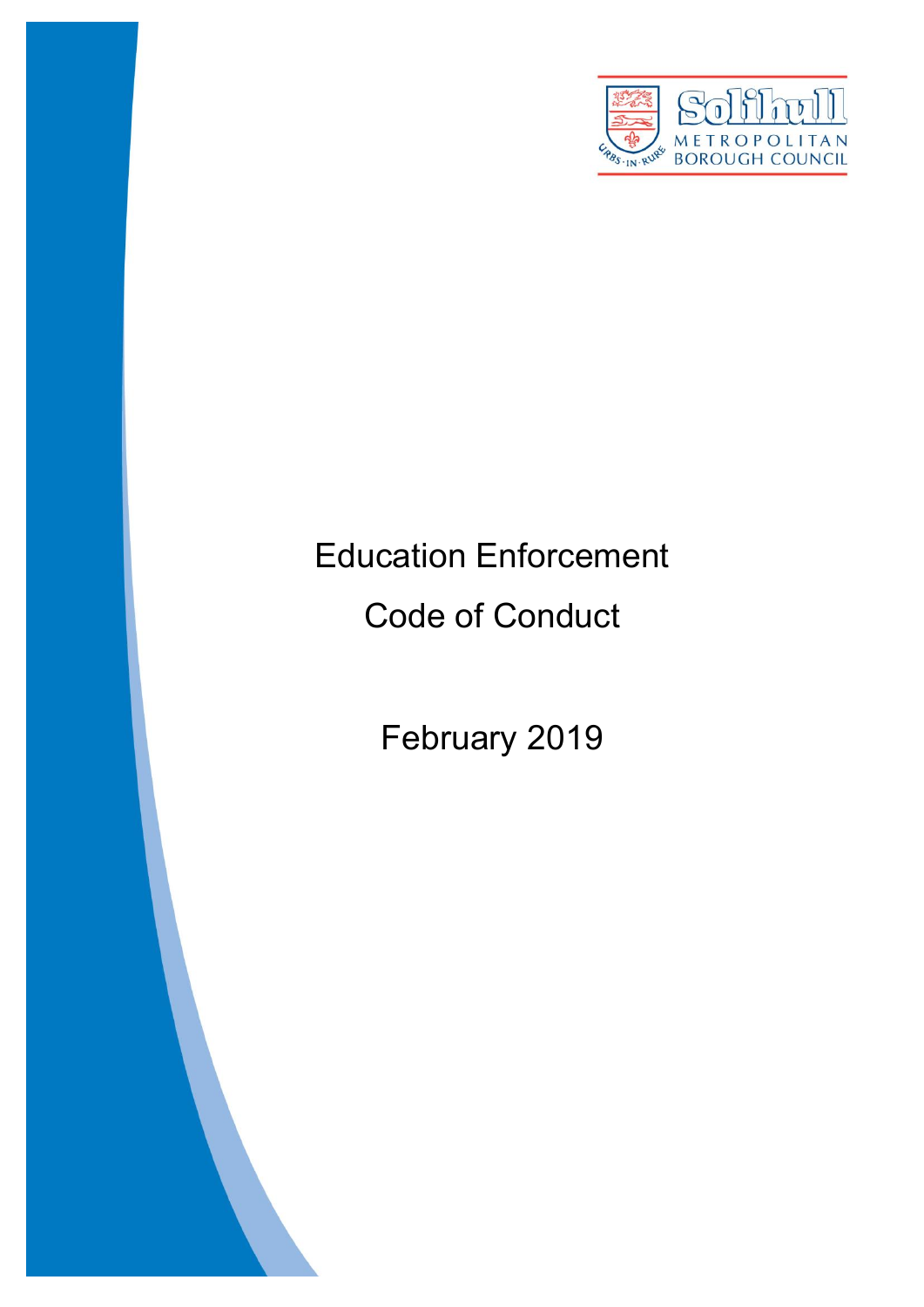Solihull Metropolitan Borough Council

# Education Enforcement

# Code of Conduct

February 2019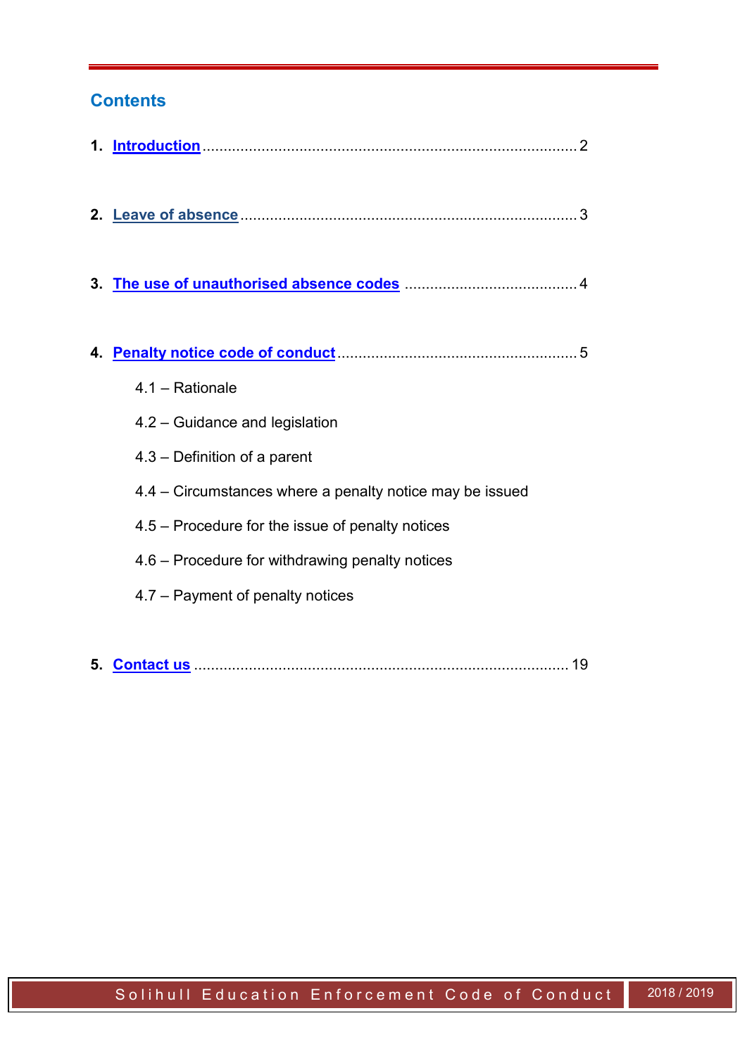## Contents

1. **Introduction** ........................................................................................ 2

2. **Leave of absence** ................................................................................ 3

3. **The use of unauthorised absence codes** ......................................... 4

4. **Penalty notice code of conduct** ........................................................ 5

   4.1 – Rationale

   4.2 – Guidance and legislation

   4.3 – Definition of a parent

   4.4 – Circumstances where a penalty notice may be issued

   4.5 – Procedure for the issue of penalty notices

   4.6 – Procedure for withdrawing penalty notices

   4.7 – Payment of penalty notices

5. **Contact us** ........................................................................................ 19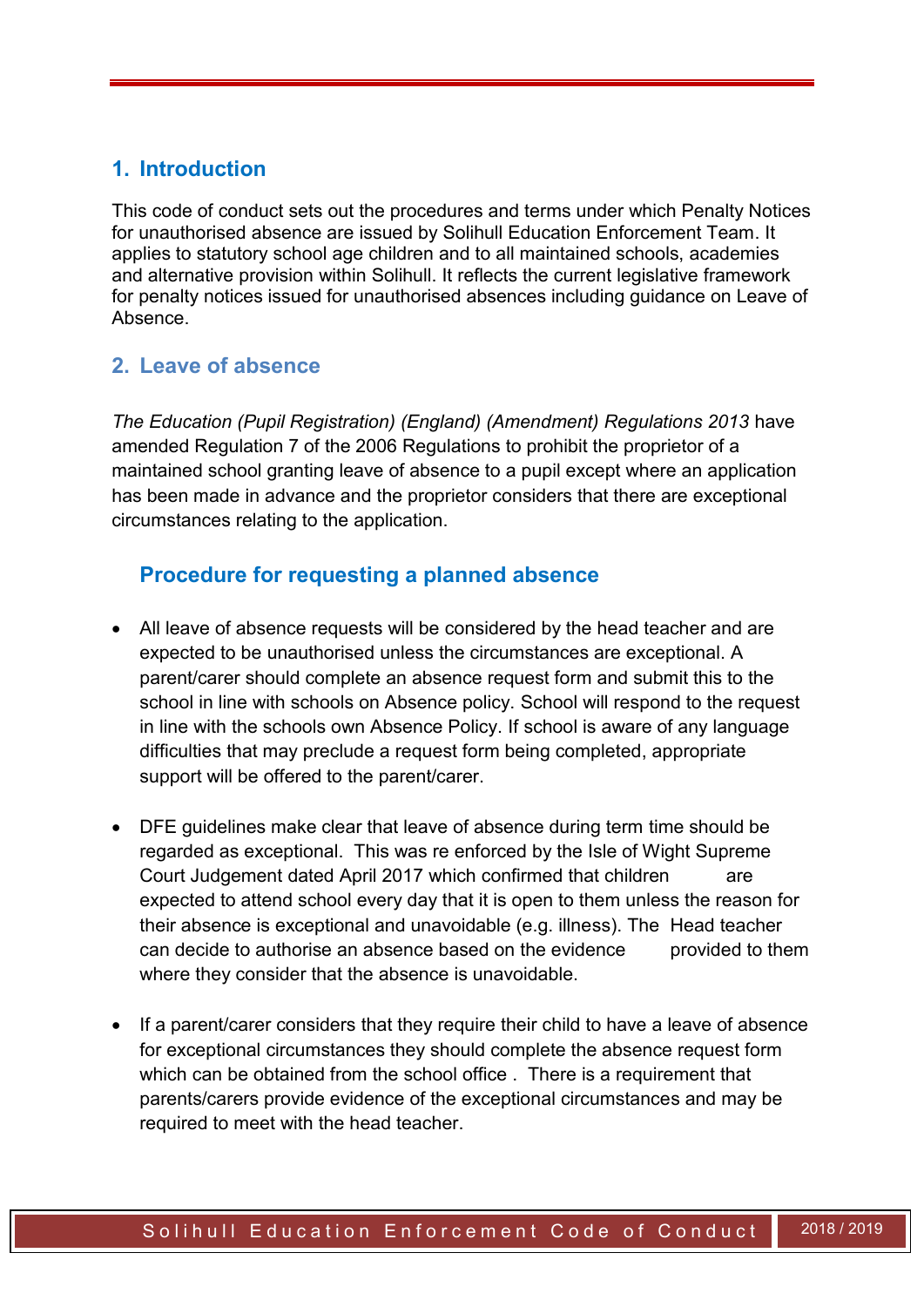## 1. Introduction

This code of conduct sets out the procedures and terms under which Penalty Notices for unauthorised absence are issued by Solihull Education Enforcement Team. It applies to statutory school age children and to all maintained schools, academies and alternative provision within Solihull. It reflects the current legislative framework for penalty notices issued for unauthorised absences including guidance on Leave of Absence.

## 2. Leave of absence

*The Education (Pupil Registration) (England) (Amendment) Regulations 2013* have amended Regulation 7 of the 2006 Regulations to prohibit the proprietor of a maintained school granting leave of absence to a pupil except where an application has been made in advance and the proprietor considers that there are exceptional circumstances relating to the application.

### Procedure for requesting a planned absence

- All leave of absence requests will be considered by the head teacher and are expected to be unauthorised unless the circumstances are exceptional. A parent/carer should complete an absence request form and submit this to the school in line with schools on Absence policy. School will respond to the request in line with the schools own Absence Policy. If school is aware of any language difficulties that may preclude a request form being completed, appropriate support will be offered to the parent/carer.

- DFE guidelines make clear that leave of absence during term time should be regarded as exceptional. This was re enforced by the Isle of Wight Supreme Court Judgement dated April 2017 which confirmed that children are expected to attend school every day that it is open to them unless the reason for their absence is exceptional and unavoidable (e.g. illness). The Head teacher can decide to authorise an absence based on the evidence provided to them where they consider that the absence is unavoidable.

- If a parent/carer considers that they require their child to have a leave of absence for exceptional circumstances they should complete the absence request form which can be obtained from the school office . There is a requirement that parents/carers provide evidence of the exceptional circumstances and may be required to meet with the head teacher.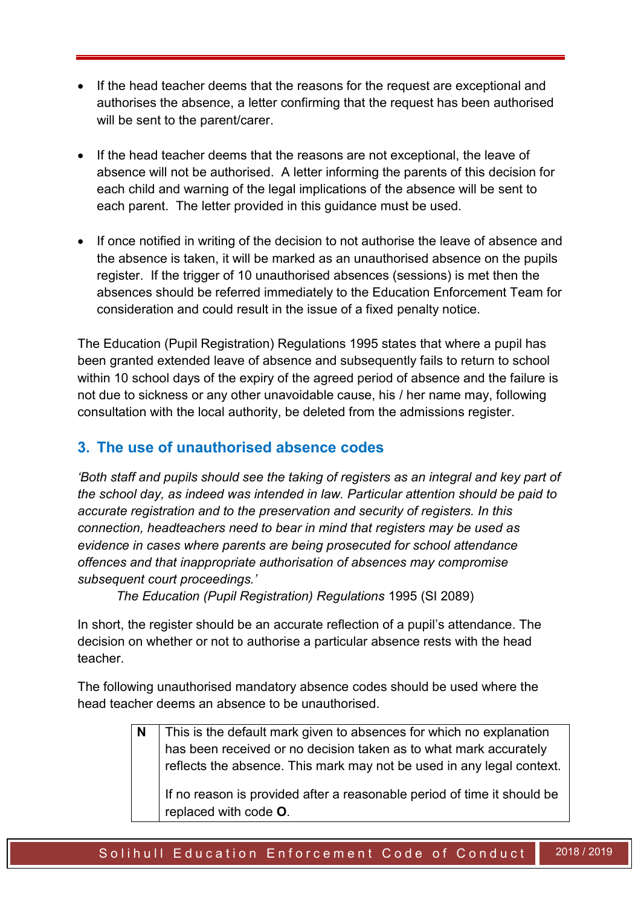- If the head teacher deems that the reasons for the request are exceptional and authorises the absence, a letter confirming that the request has been authorised will be sent to the parent/carer.

- If the head teacher deems that the reasons are not exceptional, the leave of absence will not be authorised. A letter informing the parents of this decision for each child and warning of the legal implications of the absence will be sent to each parent. The letter provided in this guidance must be used.

- If once notified in writing of the decision to not authorise the leave of absence and the absence is taken, it will be marked as an unauthorised absence on the pupils register. If the trigger of 10 unauthorised absences (sessions) is met then the absences should be referred immediately to the Education Enforcement Team for consideration and could result in the issue of a fixed penalty notice.

The Education (Pupil Registration) Regulations 1995 states that where a pupil has been granted extended leave of absence and subsequently fails to return to school within 10 school days of the expiry of the agreed period of absence and the failure is not due to sickness or any other unavoidable cause, his / her name may, following consultation with the local authority, be deleted from the admissions register.

## 3. The use of unauthorised absence codes

*'Both staff and pupils should see the taking of registers as an integral and key part of the school day, as indeed was intended in law. Particular attention should be paid to accurate registration and to the preservation and security of registers. In this connection, headteachers need to bear in mind that registers may be used as evidence in cases where parents are being prosecuted for school attendance offences and that inappropriate authorisation of absences may compromise subsequent court proceedings.'*

*The Education (Pupil Registration) Regulations* 1995 (SI 2089)

In short, the register should be an accurate reflection of a pupil's attendance. The decision on whether or not to authorise a particular absence rests with the head teacher.

The following unauthorised mandatory absence codes should be used where the head teacher deems an absence to be unauthorised.

| | |
|---|---|
| **N** | This is the default mark given to absences for which no explanation has been received or no decision taken as to what mark accurately reflects the absence. This mark may not be used in any legal context.<br><br>If no reason is provided after a reasonable period of time it should be replaced with code **O**. |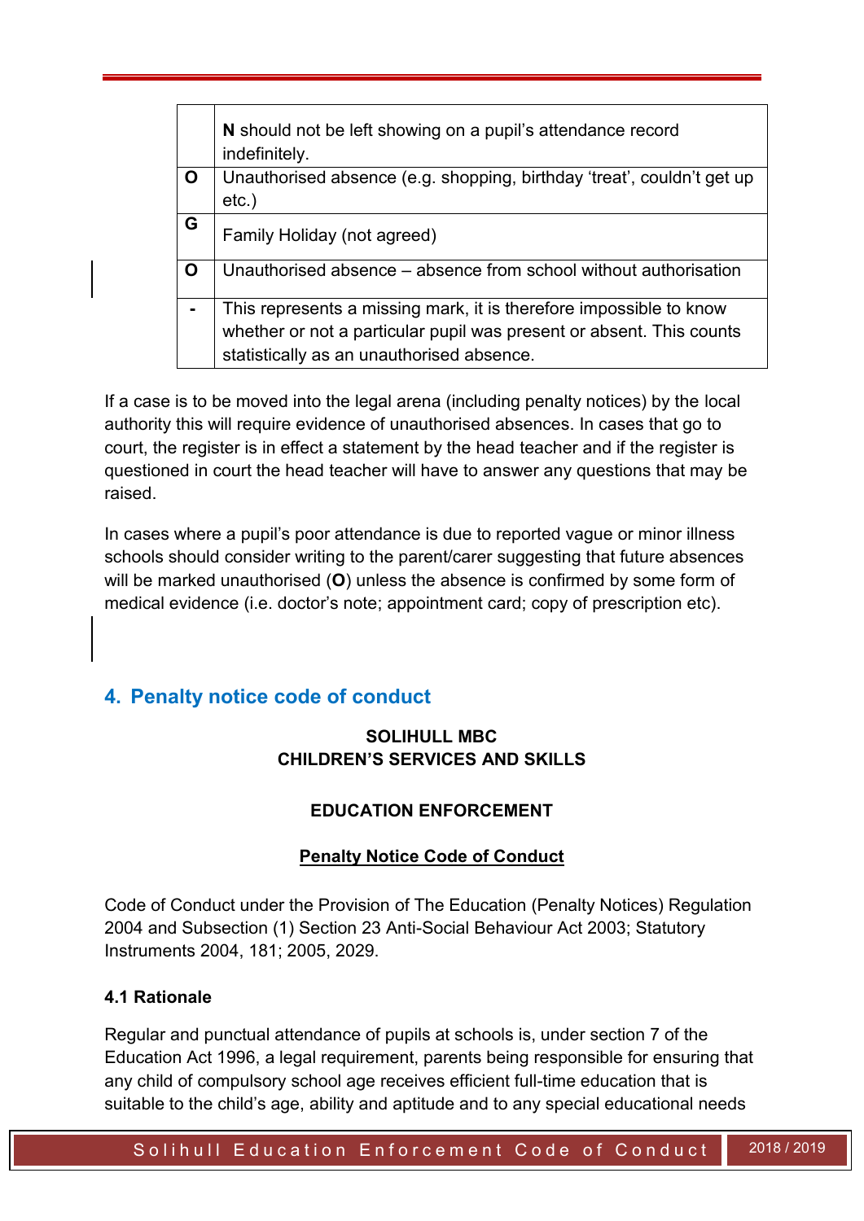| | |
|---|---|
| | **N** should not be left showing on a pupil's attendance record indefinitely. |
| **O** | Unauthorised absence (e.g. shopping, birthday 'treat', couldn't get up etc.) |
| **G** | Family Holiday (not agreed) |
| **O** | Unauthorised absence – absence from school without authorisation |
| **-** | This represents a missing mark, it is therefore impossible to know whether or not a particular pupil was present or absent. This counts statistically as an unauthorised absence. |

If a case is to be moved into the legal arena (including penalty notices) by the local authority this will require evidence of unauthorised absences. In cases that go to court, the register is in effect a statement by the head teacher and if the register is questioned in court the head teacher will have to answer any questions that may be raised.

In cases where a pupil's poor attendance is due to reported vague or minor illness schools should consider writing to the parent/carer suggesting that future absences will be marked unauthorised (**O**) unless the absence is confirmed by some form of medical evidence (i.e. doctor's note; appointment card; copy of prescription etc).

## 4. Penalty notice code of conduct

**SOLIHULL MBC**
**CHILDREN'S SERVICES AND SKILLS**

**EDUCATION ENFORCEMENT**

**Penalty Notice Code of Conduct**

Code of Conduct under the Provision of The Education (Penalty Notices) Regulation 2004 and Subsection (1) Section 23 Anti-Social Behaviour Act 2003; Statutory Instruments 2004, 181; 2005, 2029.

### 4.1 Rationale

Regular and punctual attendance of pupils at schools is, under section 7 of the Education Act 1996, a legal requirement, parents being responsible for ensuring that any child of compulsory school age receives efficient full-time education that is suitable to the child's age, ability and aptitude and to any special educational needs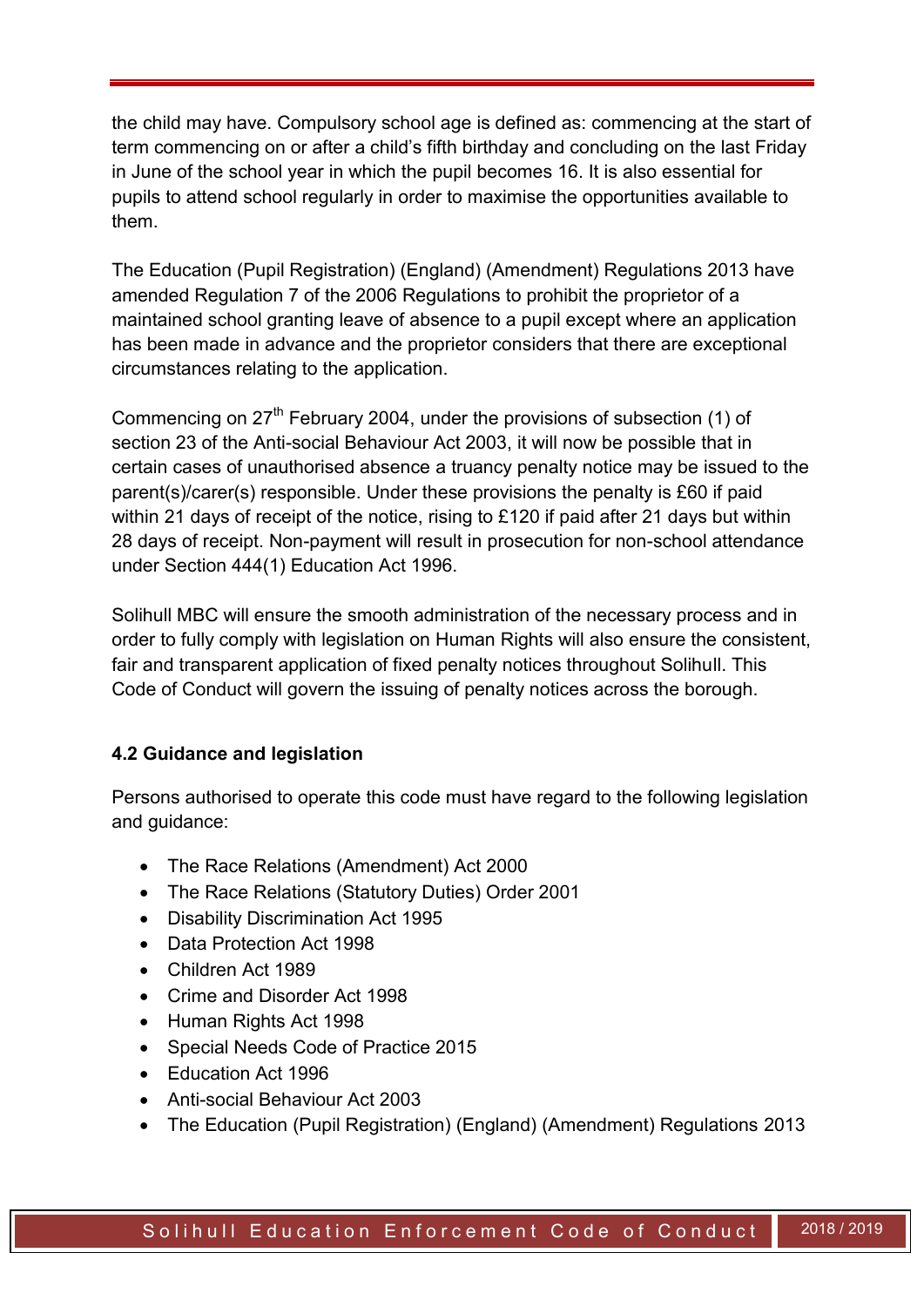the child may have. Compulsory school age is defined as: commencing at the start of term commencing on or after a child's fifth birthday and concluding on the last Friday in June of the school year in which the pupil becomes 16. It is also essential for pupils to attend school regularly in order to maximise the opportunities available to them.

The Education (Pupil Registration) (England) (Amendment) Regulations 2013 have amended Regulation 7 of the 2006 Regulations to prohibit the proprietor of a maintained school granting leave of absence to a pupil except where an application has been made in advance and the proprietor considers that there are exceptional circumstances relating to the application.

Commencing on 27th February 2004, under the provisions of subsection (1) of section 23 of the Anti-social Behaviour Act 2003, it will now be possible that in certain cases of unauthorised absence a truancy penalty notice may be issued to the parent(s)/carer(s) responsible. Under these provisions the penalty is £60 if paid within 21 days of receipt of the notice, rising to £120 if paid after 21 days but within 28 days of receipt. Non-payment will result in prosecution for non-school attendance under Section 444(1) Education Act 1996.

Solihull MBC will ensure the smooth administration of the necessary process and in order to fully comply with legislation on Human Rights will also ensure the consistent, fair and transparent application of fixed penalty notices throughout Solihull. This Code of Conduct will govern the issuing of penalty notices across the borough.

**4.2 Guidance and legislation**

Persons authorised to operate this code must have regard to the following legislation and guidance:

- The Race Relations (Amendment) Act 2000
- The Race Relations (Statutory Duties) Order 2001
- Disability Discrimination Act 1995
- Data Protection Act 1998
- Children Act 1989
- Crime and Disorder Act 1998
- Human Rights Act 1998
- Special Needs Code of Practice 2015
- Education Act 1996
- Anti-social Behaviour Act 2003
- The Education (Pupil Registration) (England) (Amendment) Regulations 2013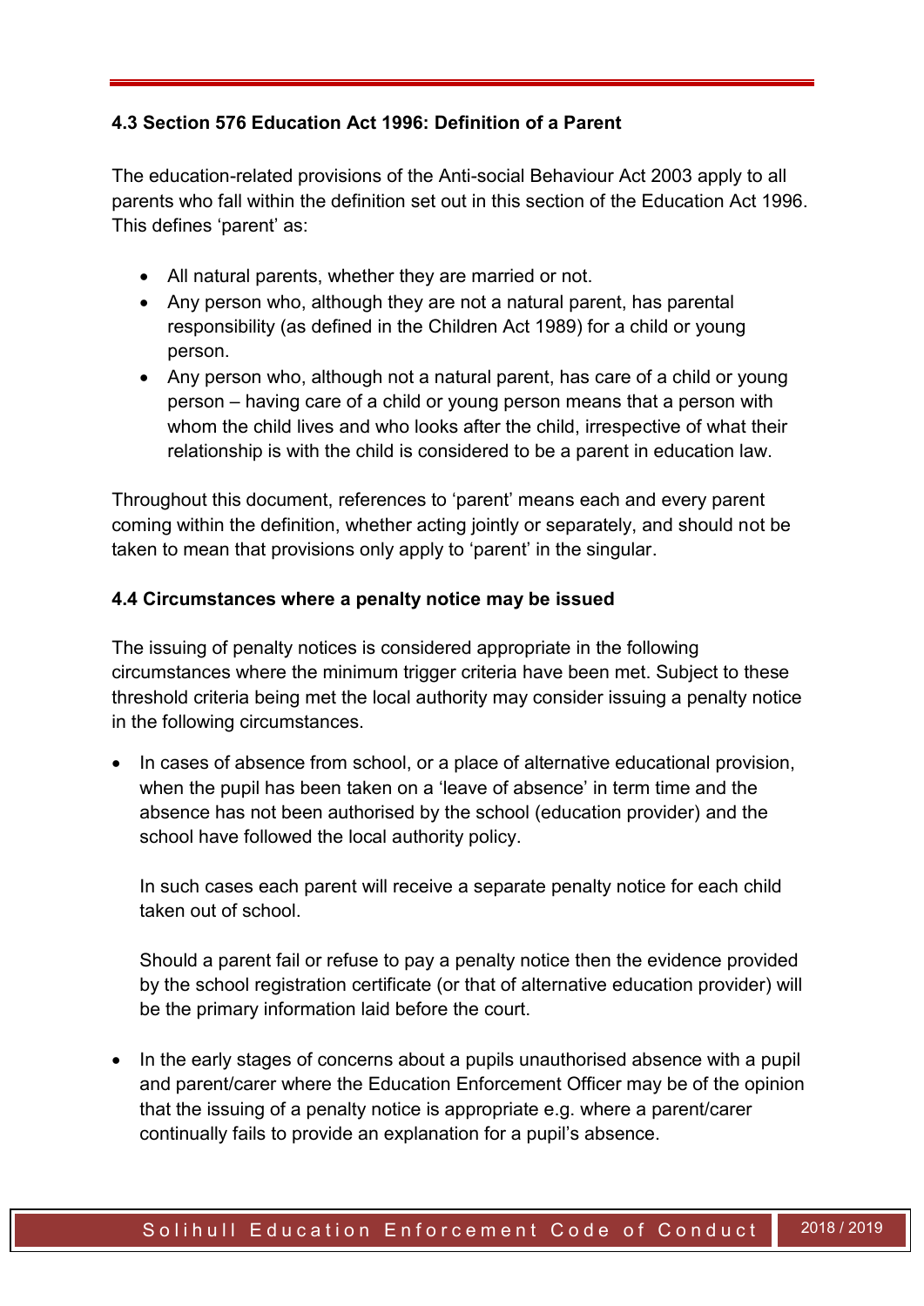### 4.3 Section 576 Education Act 1996: Definition of a Parent

The education-related provisions of the Anti-social Behaviour Act 2003 apply to all parents who fall within the definition set out in this section of the Education Act 1996. This defines 'parent' as:

- All natural parents, whether they are married or not.
- Any person who, although they are not a natural parent, has parental responsibility (as defined in the Children Act 1989) for a child or young person.
- Any person who, although not a natural parent, has care of a child or young person – having care of a child or young person means that a person with whom the child lives and who looks after the child, irrespective of what their relationship is with the child is considered to be a parent in education law.

Throughout this document, references to 'parent' means each and every parent coming within the definition, whether acting jointly or separately, and should not be taken to mean that provisions only apply to 'parent' in the singular.

### 4.4 Circumstances where a penalty notice may be issued

The issuing of penalty notices is considered appropriate in the following circumstances where the minimum trigger criteria have been met. Subject to these threshold criteria being met the local authority may consider issuing a penalty notice in the following circumstances.

- In cases of absence from school, or a place of alternative educational provision, when the pupil has been taken on a 'leave of absence' in term time and the absence has not been authorised by the school (education provider) and the school have followed the local authority policy.

  In such cases each parent will receive a separate penalty notice for each child taken out of school.

  Should a parent fail or refuse to pay a penalty notice then the evidence provided by the school registration certificate (or that of alternative education provider) will be the primary information laid before the court.

- In the early stages of concerns about a pupils unauthorised absence with a pupil and parent/carer where the Education Enforcement Officer may be of the opinion that the issuing of a penalty notice is appropriate e.g. where a parent/carer continually fails to provide an explanation for a pupil's absence.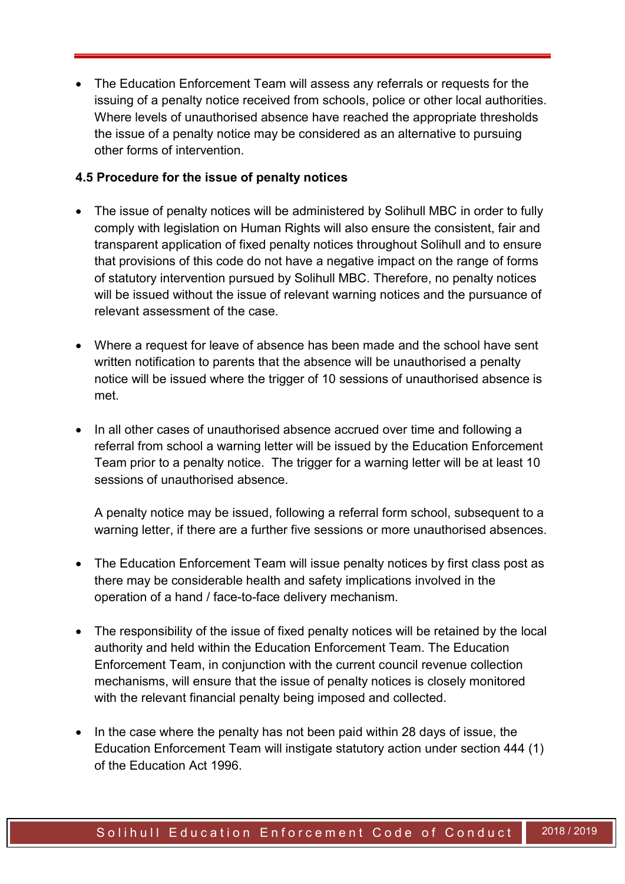- The Education Enforcement Team will assess any referrals or requests for the issuing of a penalty notice received from schools, police or other local authorities. Where levels of unauthorised absence have reached the appropriate thresholds the issue of a penalty notice may be considered as an alternative to pursuing other forms of intervention.

**4.5 Procedure for the issue of penalty notices**

- The issue of penalty notices will be administered by Solihull MBC in order to fully comply with legislation on Human Rights will also ensure the consistent, fair and transparent application of fixed penalty notices throughout Solihull and to ensure that provisions of this code do not have a negative impact on the range of forms of statutory intervention pursued by Solihull MBC. Therefore, no penalty notices will be issued without the issue of relevant warning notices and the pursuance of relevant assessment of the case.

- Where a request for leave of absence has been made and the school have sent written notification to parents that the absence will be unauthorised a penalty notice will be issued where the trigger of 10 sessions of unauthorised absence is met.

- In all other cases of unauthorised absence accrued over time and following a referral from school a warning letter will be issued by the Education Enforcement Team prior to a penalty notice. The trigger for a warning letter will be at least 10 sessions of unauthorised absence.

  A penalty notice may be issued, following a referral form school, subsequent to a warning letter, if there are a further five sessions or more unauthorised absences.

- The Education Enforcement Team will issue penalty notices by first class post as there may be considerable health and safety implications involved in the operation of a hand / face-to-face delivery mechanism.

- The responsibility of the issue of fixed penalty notices will be retained by the local authority and held within the Education Enforcement Team. The Education Enforcement Team, in conjunction with the current council revenue collection mechanisms, will ensure that the issue of penalty notices is closely monitored with the relevant financial penalty being imposed and collected.

- In the case where the penalty has not been paid within 28 days of issue, the Education Enforcement Team will instigate statutory action under section 444 (1) of the Education Act 1996.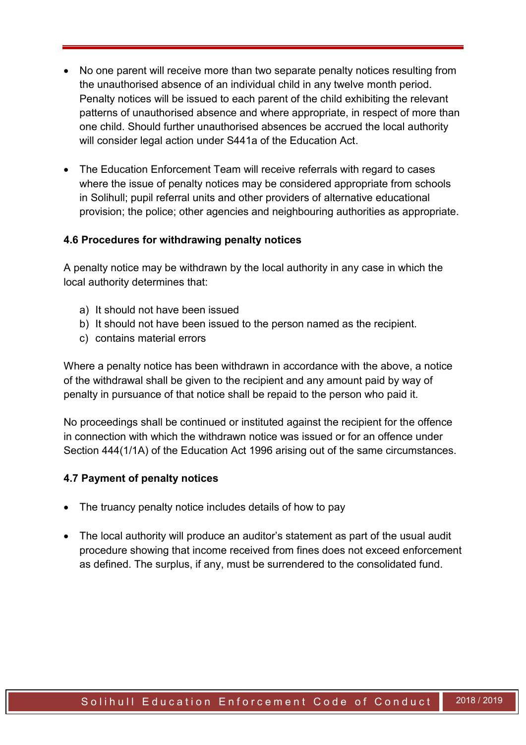- No one parent will receive more than two separate penalty notices resulting from the unauthorised absence of an individual child in any twelve month period. Penalty notices will be issued to each parent of the child exhibiting the relevant patterns of unauthorised absence and where appropriate, in respect of more than one child. Should further unauthorised absences be accrued the local authority will consider legal action under S441a of the Education Act.

- The Education Enforcement Team will receive referrals with regard to cases where the issue of penalty notices may be considered appropriate from schools in Solihull; pupil referral units and other providers of alternative educational provision; the police; other agencies and neighbouring authorities as appropriate.

**4.6 Procedures for withdrawing penalty notices**

A penalty notice may be withdrawn by the local authority in any case in which the local authority determines that:

a) It should not have been issued
b) It should not have been issued to the person named as the recipient.
c) contains material errors

Where a penalty notice has been withdrawn in accordance with the above, a notice of the withdrawal shall be given to the recipient and any amount paid by way of penalty in pursuance of that notice shall be repaid to the person who paid it.

No proceedings shall be continued or instituted against the recipient for the offence in connection with which the withdrawn notice was issued or for an offence under Section 444(1/1A) of the Education Act 1996 arising out of the same circumstances.

**4.7 Payment of penalty notices**

- The truancy penalty notice includes details of how to pay

- The local authority will produce an auditor's statement as part of the usual audit procedure showing that income received from fines does not exceed enforcement as defined. The surplus, if any, must be surrendered to the consolidated fund.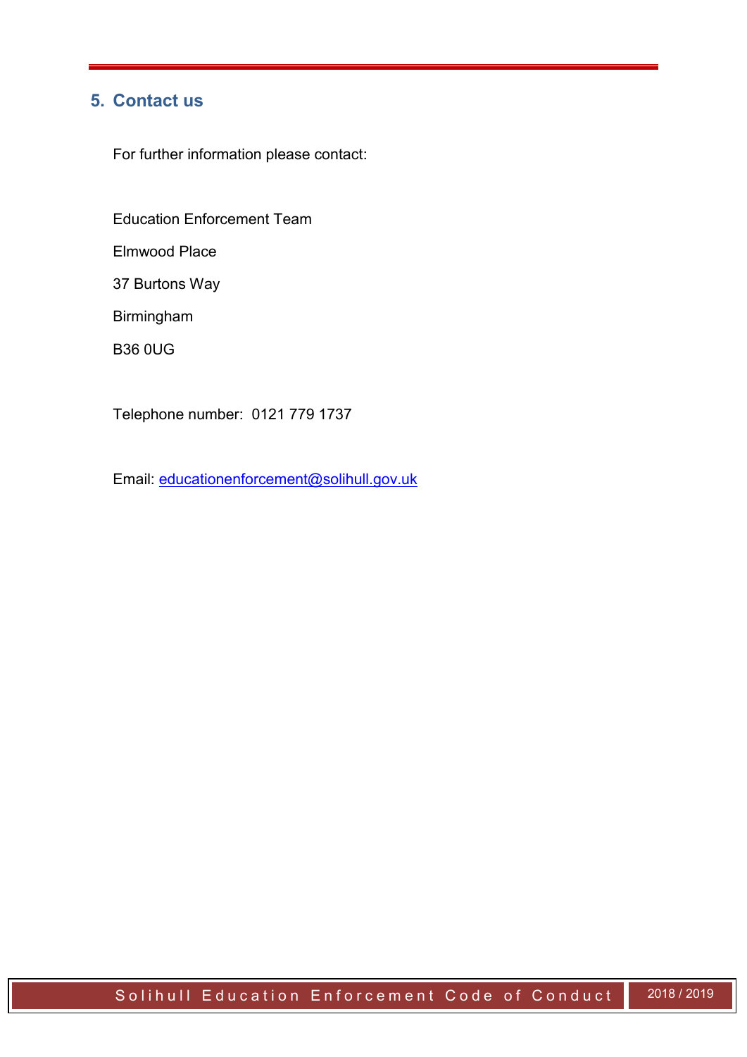## 5. Contact us

For further information please contact:

Education Enforcement Team

Elmwood Place

37 Burtons Way

Birmingham

B36 0UG

Telephone number: 0121 779 1737

Email: educationenforcement@solihull.gov.uk